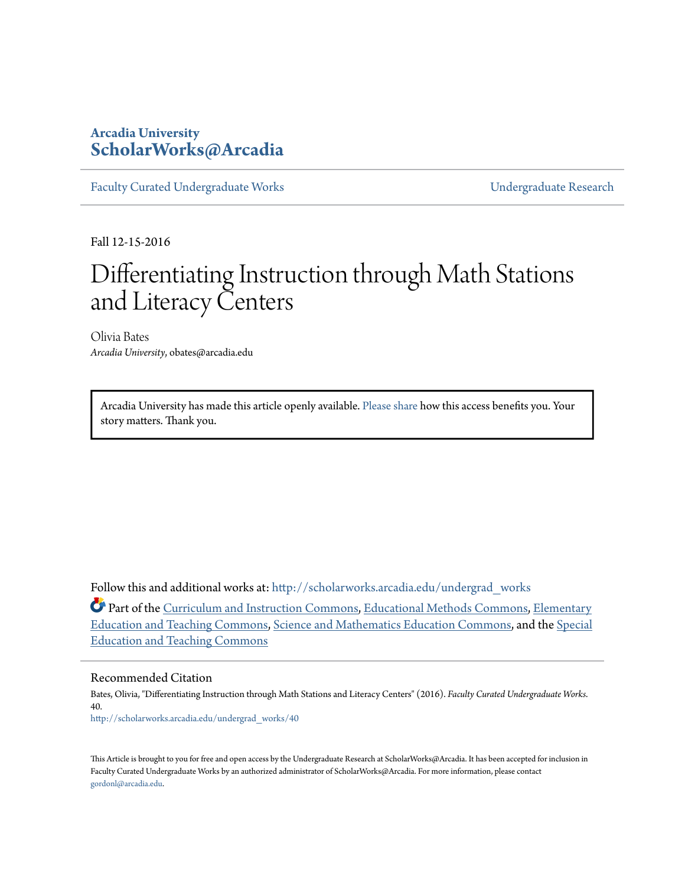Arcadia University
**ScholarWorks@Arcadia**

Faculty Curated Undergraduate Works | Undergraduate Research

Fall 12-15-2016

# Differentiating Instruction through Math Stations and Literacy Centers

Olivia Bates
*Arcadia University*, obates@arcadia.edu

Arcadia University has made this article openly available. Please share how this access benefits you. Your story matters. Thank you.

Follow this and additional works at: http://scholarworks.arcadia.edu/undergrad_works

Part of the Curriculum and Instruction Commons, Educational Methods Commons, Elementary Education and Teaching Commons, Science and Mathematics Education Commons, and the Special Education and Teaching Commons

## Recommended Citation

Bates, Olivia, "Differentiating Instruction through Math Stations and Literacy Centers" (2016). *Faculty Curated Undergraduate Works.* 40.
http://scholarworks.arcadia.edu/undergrad_works/40

This Article is brought to you for free and open access by the Undergraduate Research at ScholarWorks@Arcadia. It has been accepted for inclusion in Faculty Curated Undergraduate Works by an authorized administrator of ScholarWorks@Arcadia. For more information, please contact gordonl@arcadia.edu.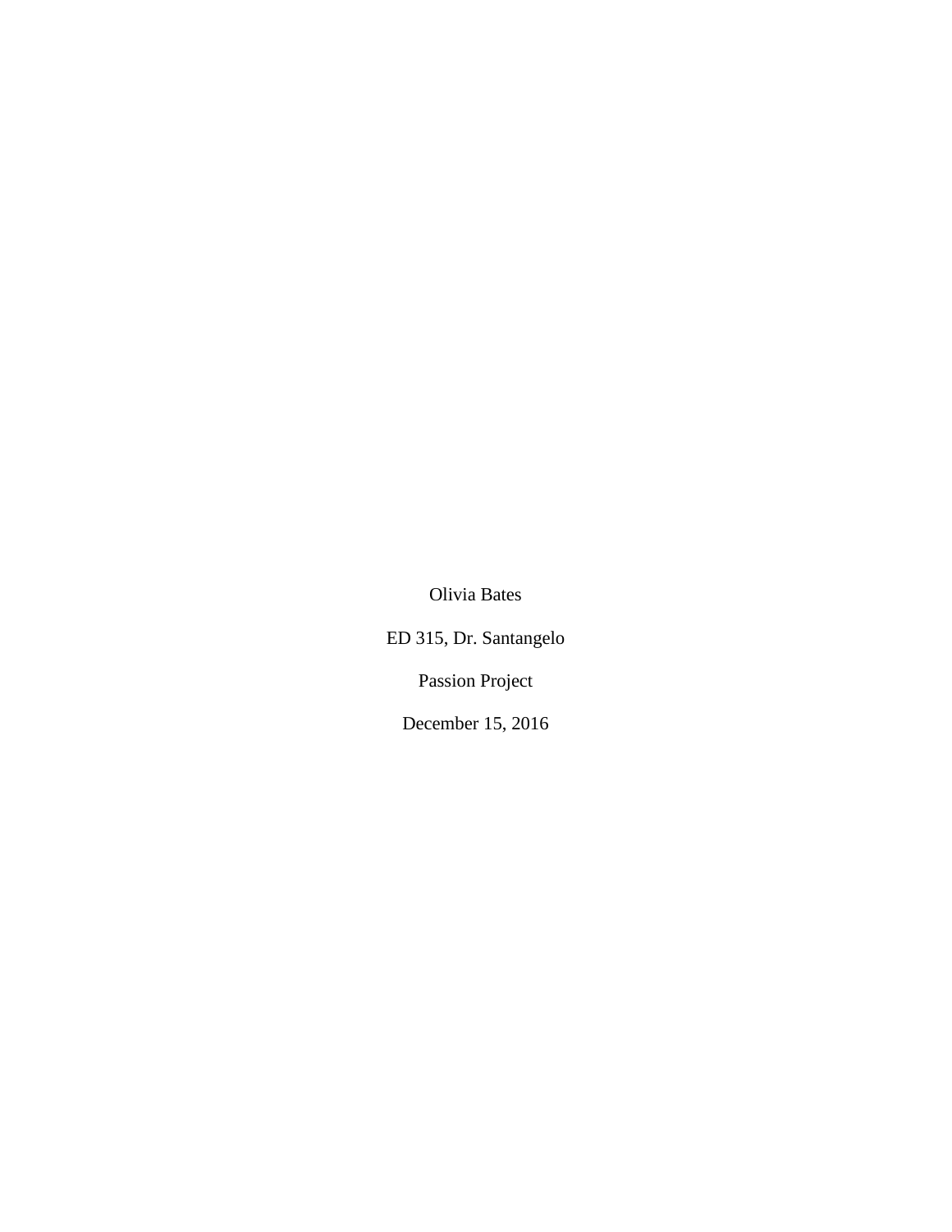Olivia Bates

ED 315, Dr. Santangelo

Passion Project

December 15, 2016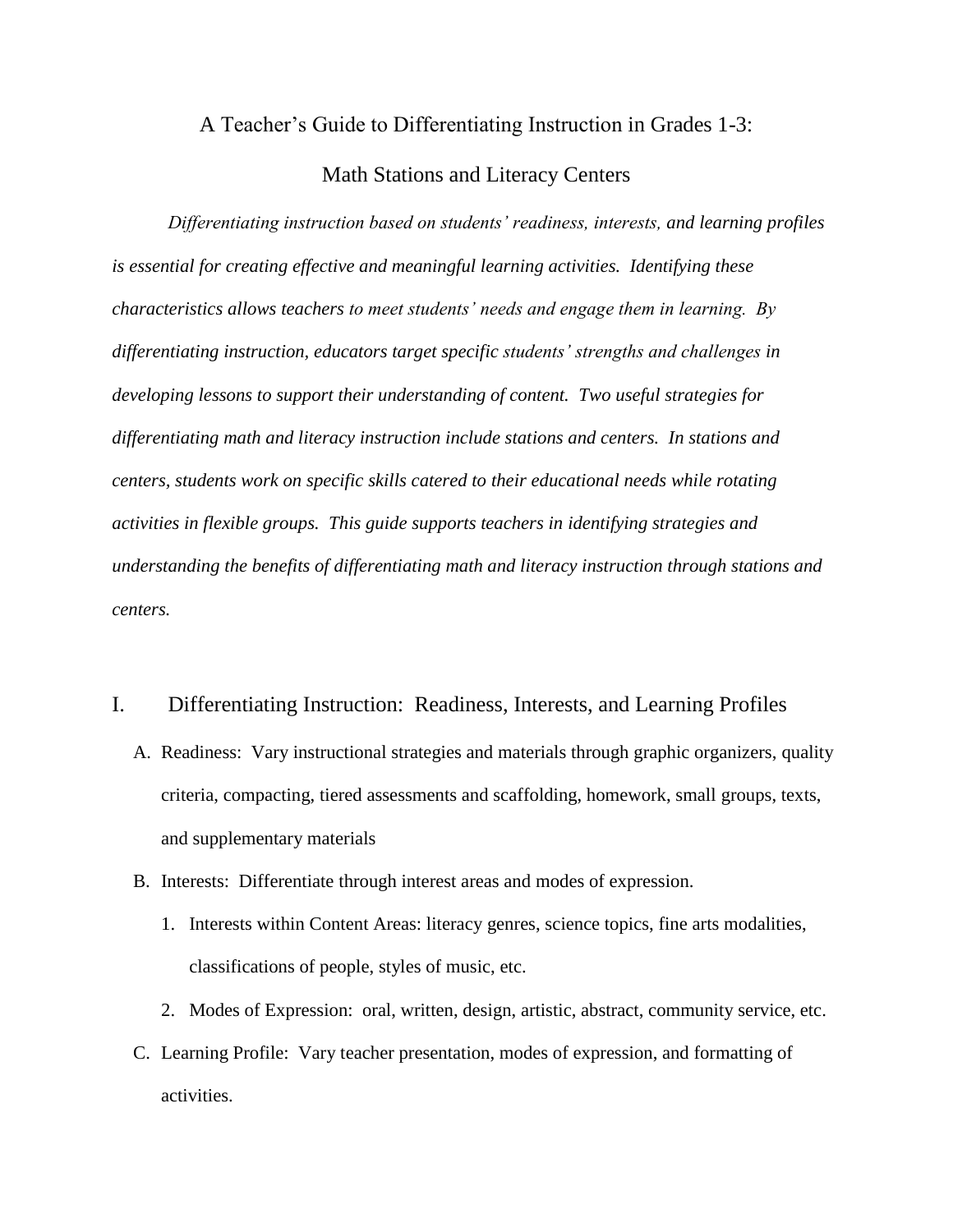# A Teacher's Guide to Differentiating Instruction in Grades 1-3:

## Math Stations and Literacy Centers

*Differentiating instruction based on students' readiness, interests,* and learning profiles *is essential for creating effective and meaningful learning activities. Identifying these characteristics allows teachers to meet students' needs and engage them in learning. By differentiating instruction, educators target specific students' strengths and challenges in developing lessons to support their understanding of content. Two useful strategies for differentiating math and literacy instruction include stations and centers. In stations and centers, students work on specific skills catered to their educational needs while rotating activities in flexible groups. This guide supports teachers in identifying strategies and understanding the benefits of differentiating math and literacy instruction through stations and centers.*

## I. Differentiating Instruction: Readiness, Interests, and Learning Profiles

A. Readiness: Vary instructional strategies and materials through graphic organizers, quality criteria, compacting, tiered assessments and scaffolding, homework, small groups, texts, and supplementary materials

B. Interests: Differentiate through interest areas and modes of expression.

1. Interests within Content Areas: literacy genres, science topics, fine arts modalities, classifications of people, styles of music, etc.
2. Modes of Expression: oral, written, design, artistic, abstract, community service, etc.

C. Learning Profile: Vary teacher presentation, modes of expression, and formatting of activities.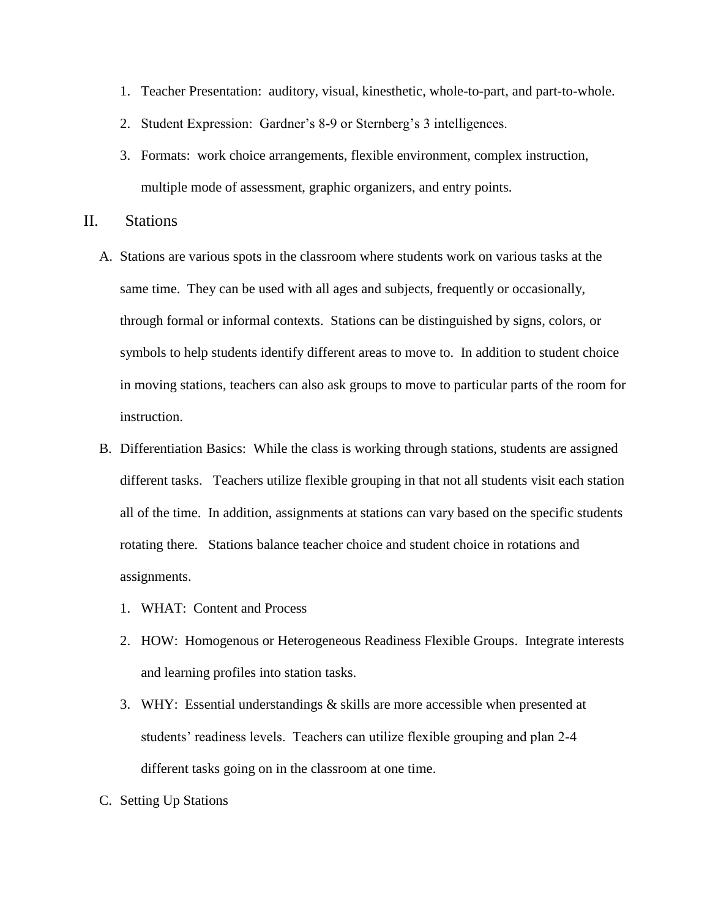1. Teacher Presentation: auditory, visual, kinesthetic, whole-to-part, and part-to-whole.
2. Student Expression: Gardner's 8-9 or Sternberg's 3 intelligences.
3. Formats: work choice arrangements, flexible environment, complex instruction, multiple mode of assessment, graphic organizers, and entry points.

## II. Stations

A. Stations are various spots in the classroom where students work on various tasks at the same time. They can be used with all ages and subjects, frequently or occasionally, through formal or informal contexts. Stations can be distinguished by signs, colors, or symbols to help students identify different areas to move to. In addition to student choice in moving stations, teachers can also ask groups to move to particular parts of the room for instruction.

B. Differentiation Basics: While the class is working through stations, students are assigned different tasks. Teachers utilize flexible grouping in that not all students visit each station all of the time. In addition, assignments at stations can vary based on the specific students rotating there. Stations balance teacher choice and student choice in rotations and assignments.

   1. WHAT: Content and Process
   2. HOW: Homogenous or Heterogeneous Readiness Flexible Groups. Integrate interests and learning profiles into station tasks.
   3. WHY: Essential understandings & skills are more accessible when presented at students' readiness levels. Teachers can utilize flexible grouping and plan 2-4 different tasks going on in the classroom at one time.

C. Setting Up Stations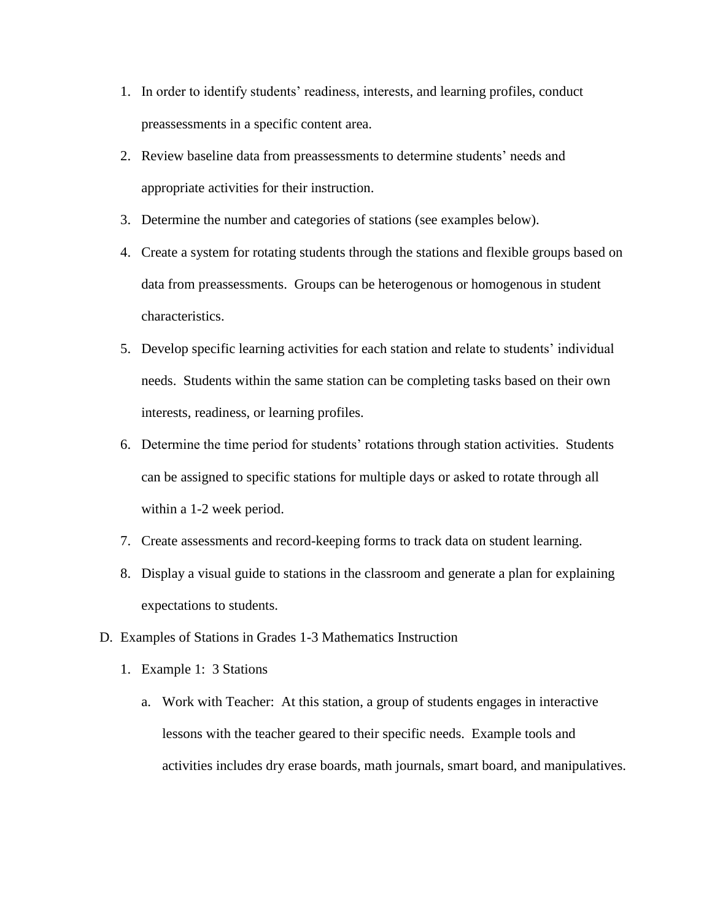1. In order to identify students' readiness, interests, and learning profiles, conduct preassessments in a specific content area.
2. Review baseline data from preassessments to determine students' needs and appropriate activities for their instruction.
3. Determine the number and categories of stations (see examples below).
4. Create a system for rotating students through the stations and flexible groups based on data from preassessments. Groups can be heterogenous or homogenous in student characteristics.
5. Develop specific learning activities for each station and relate to students' individual needs. Students within the same station can be completing tasks based on their own interests, readiness, or learning profiles.
6. Determine the time period for students' rotations through station activities. Students can be assigned to specific stations for multiple days or asked to rotate through all within a 1-2 week period.
7. Create assessments and record-keeping forms to track data on student learning.
8. Display a visual guide to stations in the classroom and generate a plan for explaining expectations to students.

D. Examples of Stations in Grades 1-3 Mathematics Instruction

1. Example 1: 3 Stations
   a. Work with Teacher: At this station, a group of students engages in interactive lessons with the teacher geared to their specific needs. Example tools and activities includes dry erase boards, math journals, smart board, and manipulatives.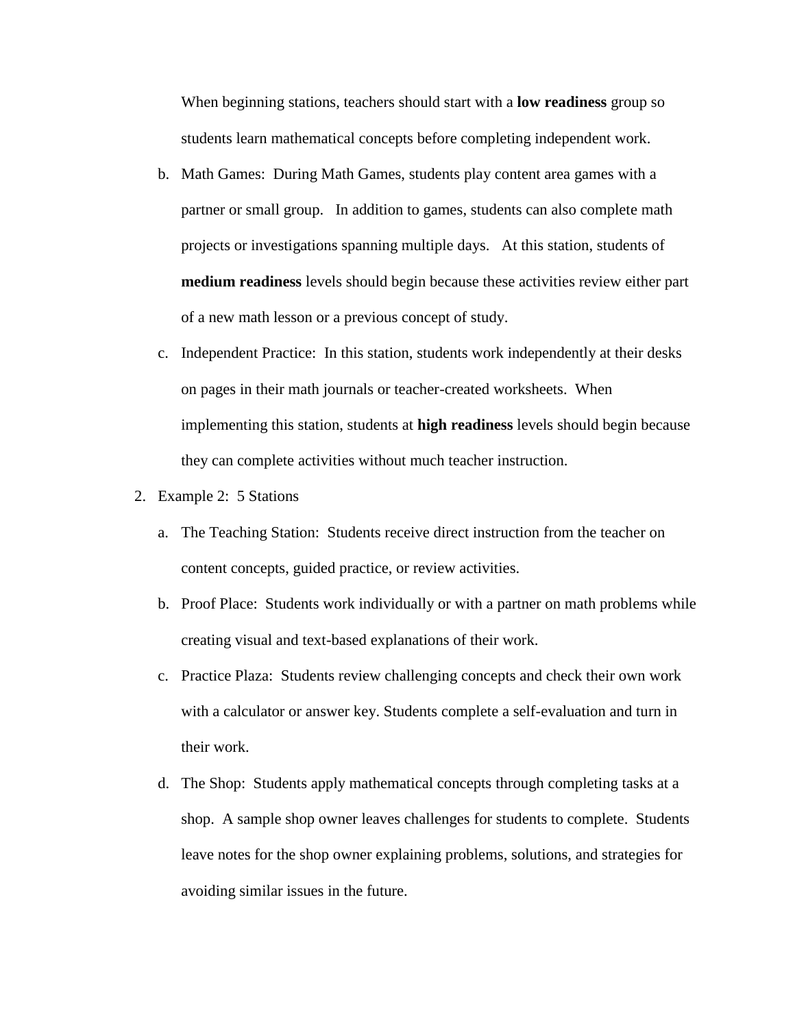When beginning stations, teachers should start with a **low readiness** group so students learn mathematical concepts before completing independent work.

b. Math Games: During Math Games, students play content area games with a partner or small group. In addition to games, students can also complete math projects or investigations spanning multiple days. At this station, students of **medium readiness** levels should begin because these activities review either part of a new math lesson or a previous concept of study.

c. Independent Practice: In this station, students work independently at their desks on pages in their math journals or teacher-created worksheets. When implementing this station, students at **high readiness** levels should begin because they can complete activities without much teacher instruction.

2. Example 2: 5 Stations

   a. The Teaching Station: Students receive direct instruction from the teacher on content concepts, guided practice, or review activities.

   b. Proof Place: Students work individually or with a partner on math problems while creating visual and text-based explanations of their work.

   c. Practice Plaza: Students review challenging concepts and check their own work with a calculator or answer key. Students complete a self-evaluation and turn in their work.

   d. The Shop: Students apply mathematical concepts through completing tasks at a shop. A sample shop owner leaves challenges for students to complete. Students leave notes for the shop owner explaining problems, solutions, and strategies for avoiding similar issues in the future.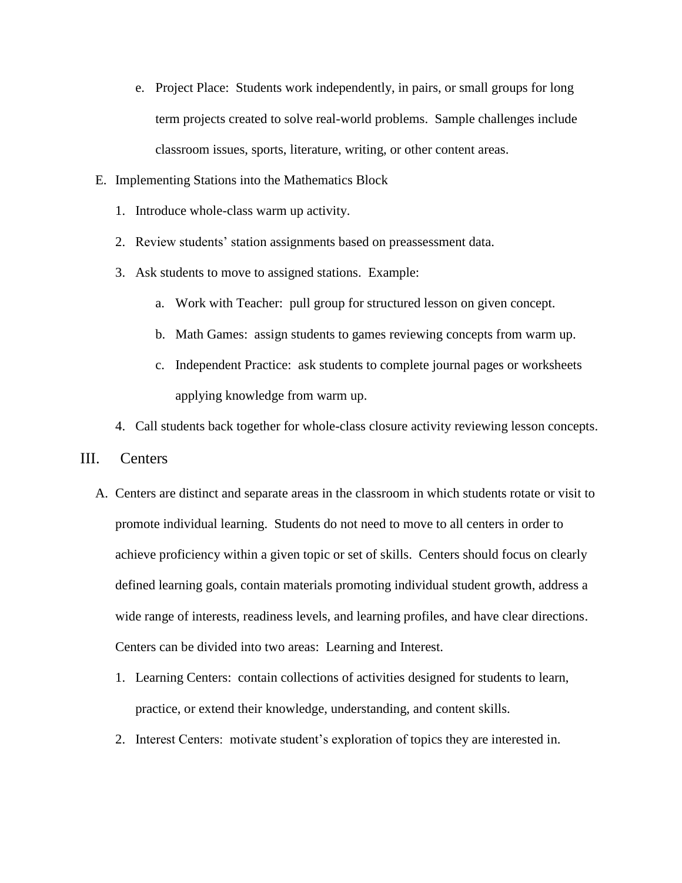e. Project Place: Students work independently, in pairs, or small groups for long term projects created to solve real-world problems. Sample challenges include classroom issues, sports, literature, writing, or other content areas.

E. Implementing Stations into the Mathematics Block

1. Introduce whole-class warm up activity.
2. Review students' station assignments based on preassessment data.
3. Ask students to move to assigned stations. Example:
   a. Work with Teacher: pull group for structured lesson on given concept.
   b. Math Games: assign students to games reviewing concepts from warm up.
   c. Independent Practice: ask students to complete journal pages or worksheets applying knowledge from warm up.
4. Call students back together for whole-class closure activity reviewing lesson concepts.

## III. Centers

A. Centers are distinct and separate areas in the classroom in which students rotate or visit to promote individual learning. Students do not need to move to all centers in order to achieve proficiency within a given topic or set of skills. Centers should focus on clearly defined learning goals, contain materials promoting individual student growth, address a wide range of interests, readiness levels, and learning profiles, and have clear directions. Centers can be divided into two areas: Learning and Interest.

1. Learning Centers: contain collections of activities designed for students to learn, practice, or extend their knowledge, understanding, and content skills.
2. Interest Centers: motivate student's exploration of topics they are interested in.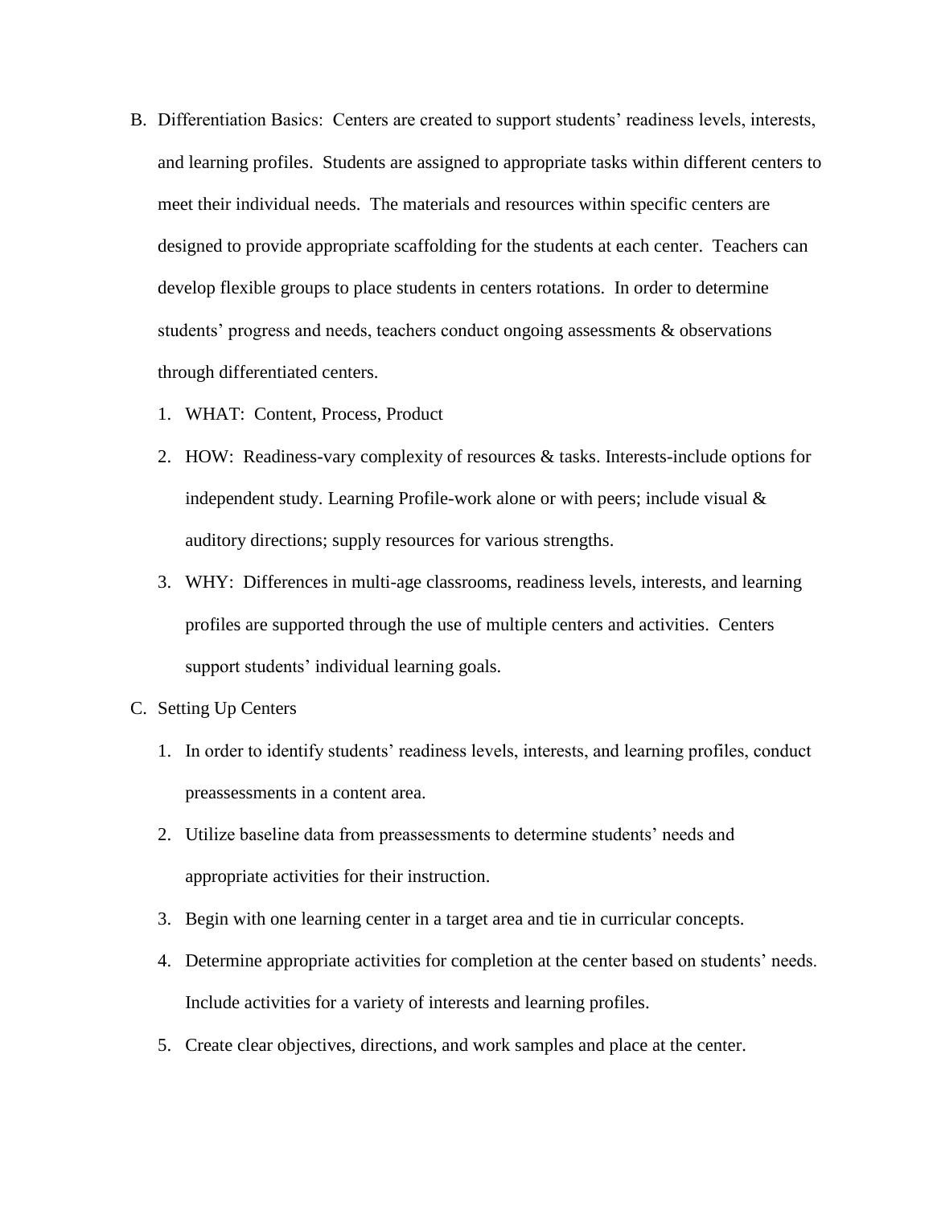B. Differentiation Basics: Centers are created to support students' readiness levels, interests, and learning profiles. Students are assigned to appropriate tasks within different centers to meet their individual needs. The materials and resources within specific centers are designed to provide appropriate scaffolding for the students at each center. Teachers can develop flexible groups to place students in centers rotations. In order to determine students' progress and needs, teachers conduct ongoing assessments & observations through differentiated centers.

   1. WHAT: Content, Process, Product
   2. HOW: Readiness-vary complexity of resources & tasks. Interests-include options for independent study. Learning Profile-work alone or with peers; include visual & auditory directions; supply resources for various strengths.
   3. WHY: Differences in multi-age classrooms, readiness levels, interests, and learning profiles are supported through the use of multiple centers and activities. Centers support students' individual learning goals.

C. Setting Up Centers

   1. In order to identify students' readiness levels, interests, and learning profiles, conduct preassessments in a content area.
   2. Utilize baseline data from preassessments to determine students' needs and appropriate activities for their instruction.
   3. Begin with one learning center in a target area and tie in curricular concepts.
   4. Determine appropriate activities for completion at the center based on students' needs. Include activities for a variety of interests and learning profiles.
   5. Create clear objectives, directions, and work samples and place at the center.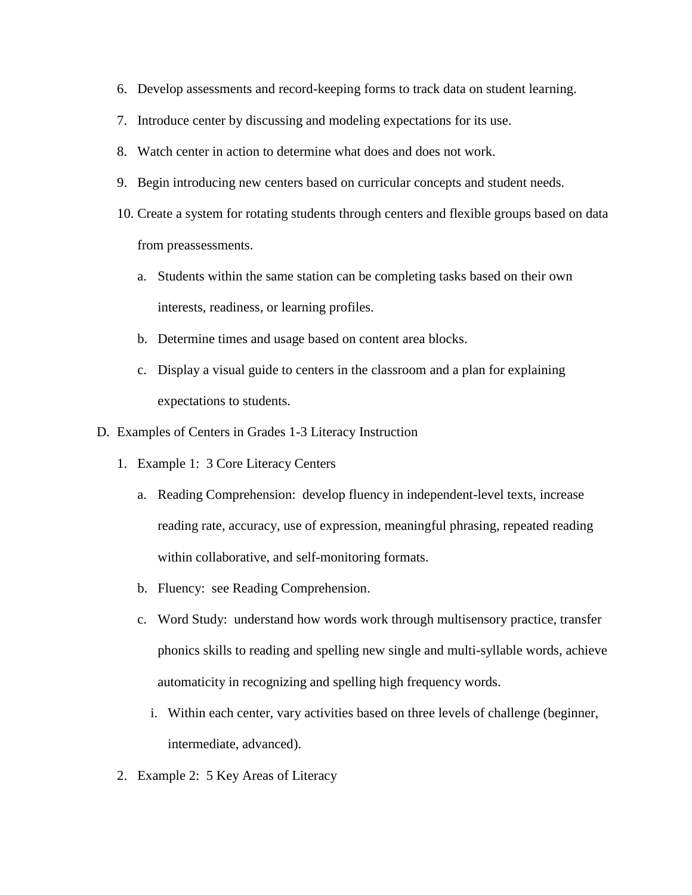6. Develop assessments and record-keeping forms to track data on student learning.
7. Introduce center by discussing and modeling expectations for its use.
8. Watch center in action to determine what does and does not work.
9. Begin introducing new centers based on curricular concepts and student needs.
10. Create a system for rotating students through centers and flexible groups based on data from preassessments.
    a. Students within the same station can be completing tasks based on their own interests, readiness, or learning profiles.
    b. Determine times and usage based on content area blocks.
    c. Display a visual guide to centers in the classroom and a plan for explaining expectations to students.

D. Examples of Centers in Grades 1-3 Literacy Instruction

1. Example 1: 3 Core Literacy Centers
    a. Reading Comprehension: develop fluency in independent-level texts, increase reading rate, accuracy, use of expression, meaningful phrasing, repeated reading within collaborative, and self-monitoring formats.
    b. Fluency: see Reading Comprehension.
    c. Word Study: understand how words work through multisensory practice, transfer phonics skills to reading and spelling new single and multi-syllable words, achieve automaticity in recognizing and spelling high frequency words.
        i. Within each center, vary activities based on three levels of challenge (beginner, intermediate, advanced).
2. Example 2: 5 Key Areas of Literacy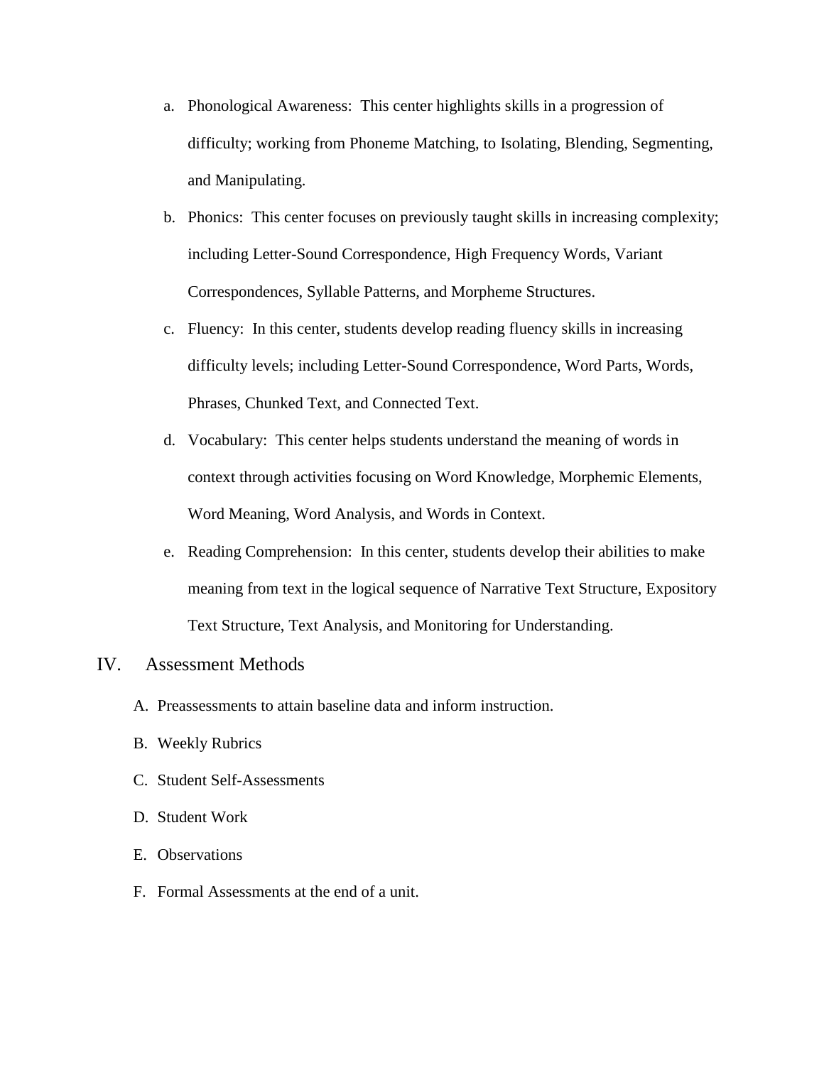a. Phonological Awareness: This center highlights skills in a progression of difficulty; working from Phoneme Matching, to Isolating, Blending, Segmenting, and Manipulating.
b. Phonics: This center focuses on previously taught skills in increasing complexity; including Letter-Sound Correspondence, High Frequency Words, Variant Correspondences, Syllable Patterns, and Morpheme Structures.
c. Fluency: In this center, students develop reading fluency skills in increasing difficulty levels; including Letter-Sound Correspondence, Word Parts, Words, Phrases, Chunked Text, and Connected Text.
d. Vocabulary: This center helps students understand the meaning of words in context through activities focusing on Word Knowledge, Morphemic Elements, Word Meaning, Word Analysis, and Words in Context.
e. Reading Comprehension: In this center, students develop their abilities to make meaning from text in the logical sequence of Narrative Text Structure, Expository Text Structure, Text Analysis, and Monitoring for Understanding.

## IV. Assessment Methods

A. Preassessments to attain baseline data and inform instruction.
B. Weekly Rubrics
C. Student Self-Assessments
D. Student Work
E. Observations
F. Formal Assessments at the end of a unit.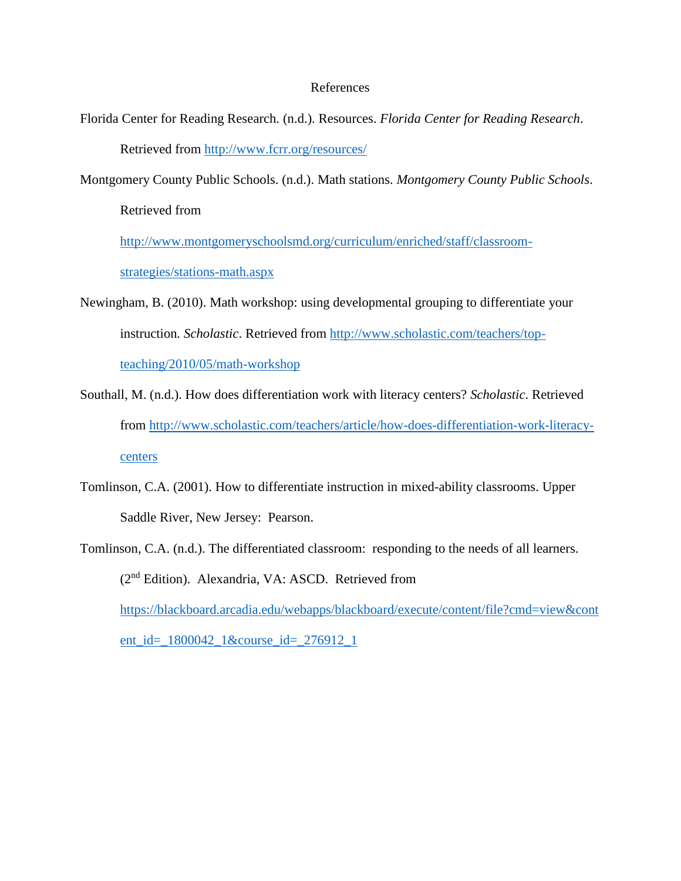# References

Florida Center for Reading Research. (n.d.). Resources. *Florida Center for Reading Research*. Retrieved from http://www.fcrr.org/resources/

Montgomery County Public Schools. (n.d.). Math stations. *Montgomery County Public Schools*. Retrieved from http://www.montgomeryschoolsmd.org/curriculum/enriched/staff/classroom-strategies/stations-math.aspx

Newingham, B. (2010). Math workshop: using developmental grouping to differentiate your instruction. *Scholastic*. Retrieved from http://www.scholastic.com/teachers/top-teaching/2010/05/math-workshop

Southall, M. (n.d.). How does differentiation work with literacy centers? *Scholastic*. Retrieved from http://www.scholastic.com/teachers/article/how-does-differentiation-work-literacy-centers

Tomlinson, C.A. (2001). How to differentiate instruction in mixed-ability classrooms. Upper Saddle River, New Jersey: Pearson.

Tomlinson, C.A. (n.d.). The differentiated classroom: responding to the needs of all learners. (2nd Edition). Alexandria, VA: ASCD. Retrieved from https://blackboard.arcadia.edu/webapps/blackboard/execute/content/file?cmd=view&content_id=_1800042_1&course_id=_276912_1